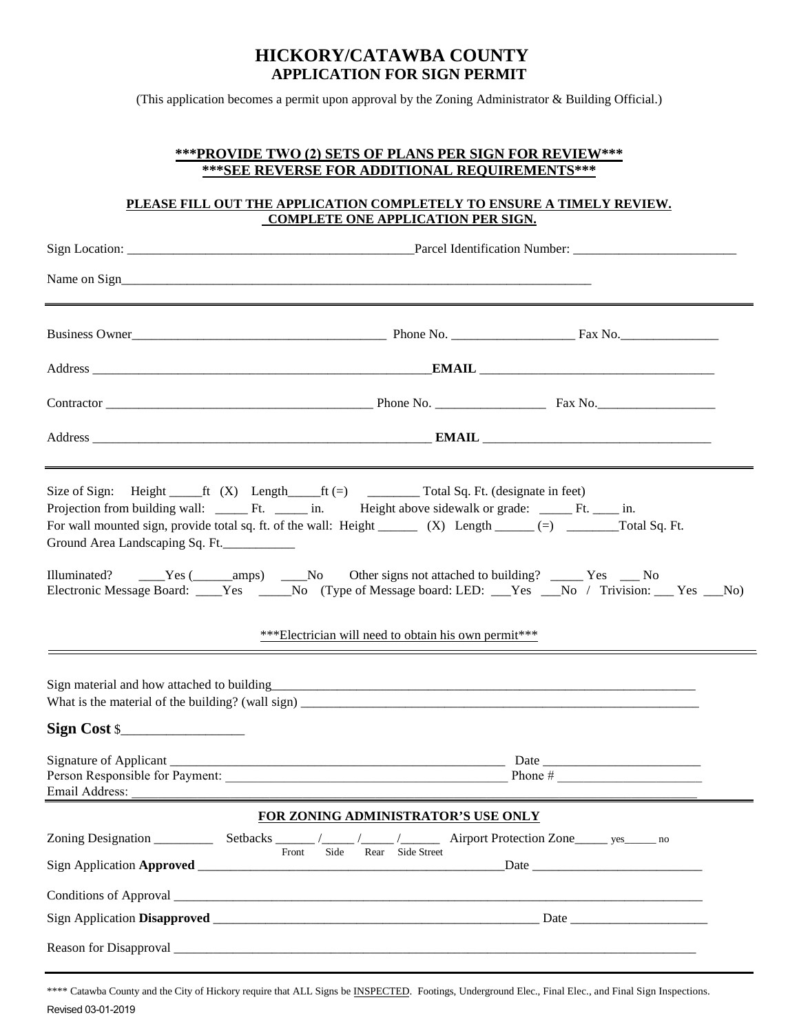# HICKORY/CATAWBA COUNTY
## APPLICATION FOR SIGN PERMIT

(This application becomes a permit upon approval by the Zoning Administrator & Building Official.)

**\*\*\*PROVIDE TWO (2) SETS OF PLANS PER SIGN FOR REVIEW\*\*\***
**\*\*\*SEE REVERSE FOR ADDITIONAL REQUIREMENTS\*\*\***

**PLEASE FILL OUT THE APPLICATION COMPLETELY TO ENSURE A TIMELY REVIEW. COMPLETE ONE APPLICATION PER SIGN.**

Sign Location: ____________________________________________ Parcel Identification Number: _________________________

Name on Sign___________________________________________________________________________

---

Business Owner_______________________________________ Phone No. ___________________ Fax No._______________

Address ______________________________________________________ **EMAIL** ____________________________________

Contractor _________________________________________ Phone No. _________________ Fax No.___________________

Address _______________________________________________________ **EMAIL** ____________________________________

---

Size of Sign: Height _____ft (X) Length_____ft (=) ________ Total Sq. Ft. (designate in feet)

Projection from building wall: _____ Ft. _____ in. Height above sidewalk or grade: _____ Ft. ____ in.

For wall mounted sign, provide total sq. ft. of the wall: Height ______ (X) Length ______ (=) ________Total Sq. Ft.

Ground Area Landscaping Sq. Ft.___________

Illuminated? ____Yes (______amps) ____No Other signs not attached to building? _____ Yes ___ No

Electronic Message Board: ____Yes _____No (Type of Message board: LED: ___Yes ___No / Trivision: ___ Yes ___No)

\*\*\*Electrician will need to obtain his own permit\*\*\*

---

Sign material and how attached to building____________________________________________________________________

What is the material of the building? (wall sign) ________________________________________________________________

**Sign Cost** $_________________

Signature of Applicant _____________________________________________________ Date ________________________

Person Responsible for Payment: ____________________________________________ Phone # ______________________

Email Address: _____________________________________________________________________________________

---

**FOR ZONING ADMINISTRATOR'S USE ONLY**

Zoning Designation _________ Setbacks ______ /_____ /_____ /______ Airport Protection Zone_____ yes______ no
(Front / Side / Rear / Side Street)

Sign Application **Approved** ______________________________________________Date __________________________

Conditions of Approval ___________________________________________________________________________________

Sign Application **Disapproved** ___________________________________________________ Date _____________________

Reason for Disapproval __________________________________________________________________________________

---

\*\*\*\* Catawba County and the City of Hickory require that ALL Signs be INSPECTED. Footings, Underground Elec., Final Elec., and Final Sign Inspections.

Revised 03-01-2019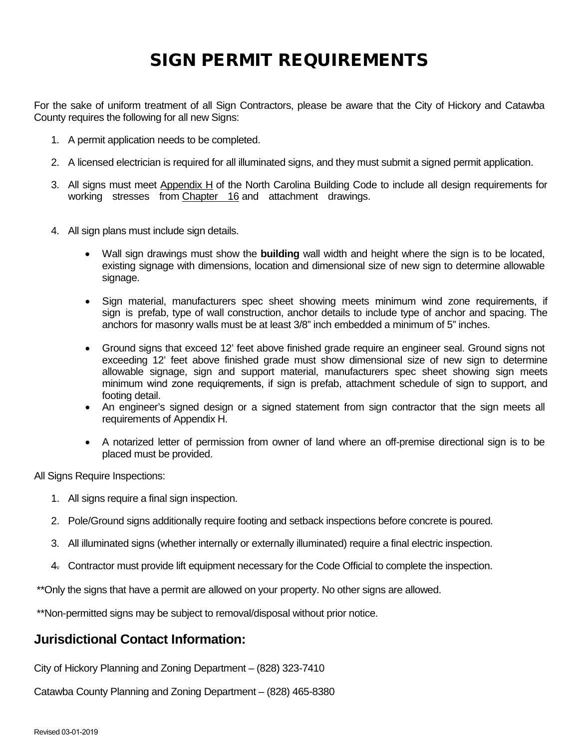# SIGN PERMIT REQUIREMENTS

For the sake of uniform treatment of all Sign Contractors, please be aware that the City of Hickory and Catawba County requires the following for all new Signs:

1. A permit application needs to be completed.
2. A licensed electrician is required for all illuminated signs, and they must submit a signed permit application.
3. All signs must meet Appendix H of the North Carolina Building Code to include all design requirements for working stresses from Chapter 16 and attachment drawings.
4. All sign plans must include sign details.
   - Wall sign drawings must show the **building** wall width and height where the sign is to be located, existing signage with dimensions, location and dimensional size of new sign to determine allowable signage.
   - Sign material, manufacturers spec sheet showing meets minimum wind zone requirements, if sign is prefab, type of wall construction, anchor details to include type of anchor and spacing. The anchors for masonry walls must be at least 3/8" inch embedded a minimum of 5" inches.
   - Ground signs that exceed 12' feet above finished grade require an engineer seal. Ground signs not exceeding 12' feet above finished grade must show dimensional size of new sign to determine allowable signage, sign and support material, manufacturers spec sheet showing sign meets minimum wind zone requiqrements, if sign is prefab, attachment schedule of sign to support, and footing detail.
   - An engineer's signed design or a signed statement from sign contractor that the sign meets all requirements of Appendix H.
   - A notarized letter of permission from owner of land where an off-premise directional sign is to be placed must be provided.

All Signs Require Inspections:

1. All signs require a final sign inspection.
2. Pole/Ground signs additionally require footing and setback inspections before concrete is poured.
3. All illuminated signs (whether internally or externally illuminated) require a final electric inspection.
4. Contractor must provide lift equipment necessary for the Code Official to complete the inspection.

**Only the signs that have a permit are allowed on your property. No other signs are allowed.

**Non-permitted signs may be subject to removal/disposal without prior notice.

## Jurisdictional Contact Information:

City of Hickory Planning and Zoning Department – (828) 323-7410

Catawba County Planning and Zoning Department – (828) 465-8380

Revised 03-01-2019